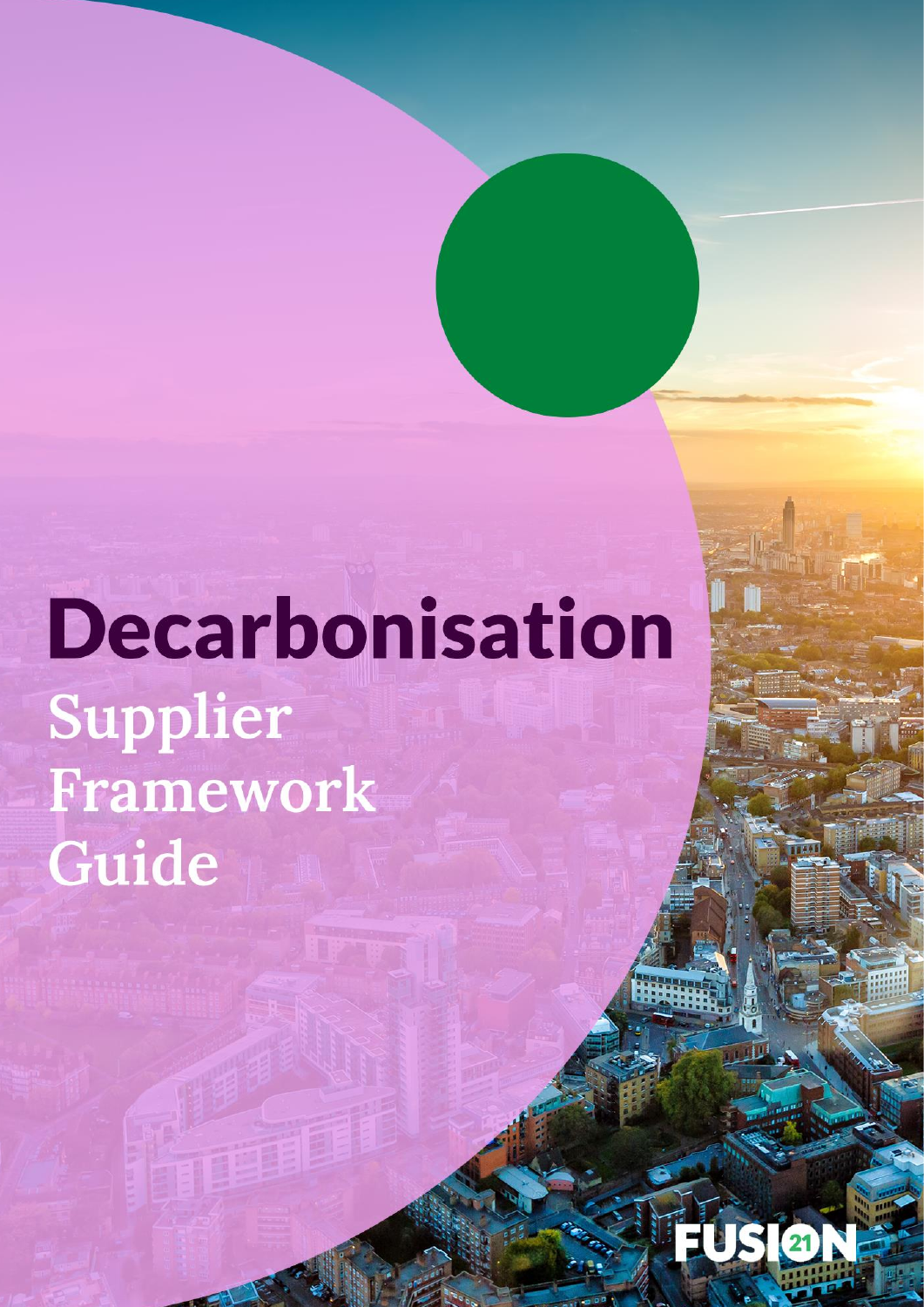# Decarbonisation

## Supplier Framework Guide

FUSION21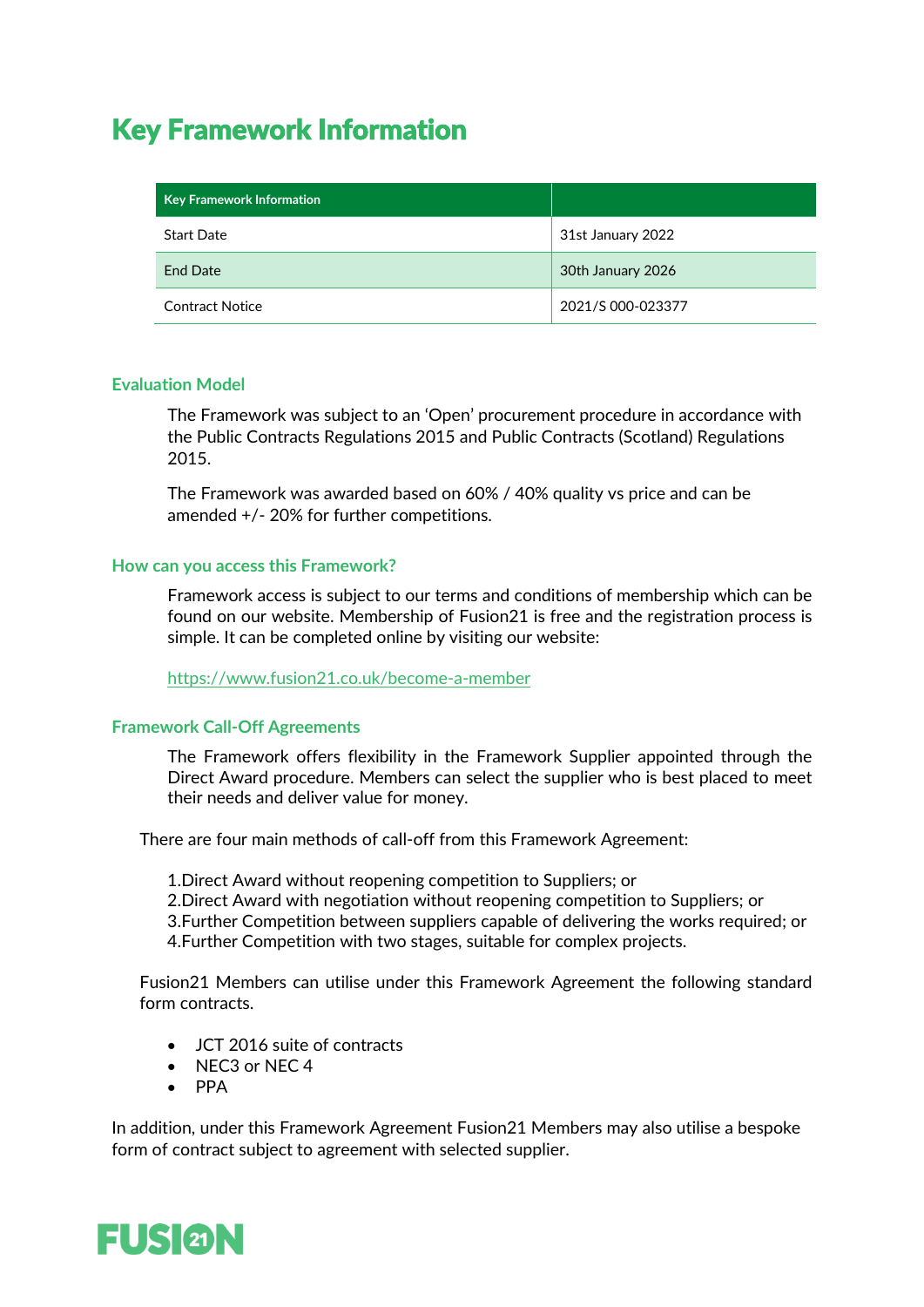# Key Framework Information

| Key Framework Information | |
|---|---|
| Start Date | 31st January 2022 |
| End Date | 30th January 2026 |
| Contract Notice | 2021/S 000-023377 |

### Evaluation Model

The Framework was subject to an 'Open' procurement procedure in accordance with the Public Contracts Regulations 2015 and Public Contracts (Scotland) Regulations 2015.

The Framework was awarded based on 60% / 40% quality vs price and can be amended +/- 20% for further competitions.

### How can you access this Framework?

Framework access is subject to our terms and conditions of membership which can be found on our website. Membership of Fusion21 is free and the registration process is simple. It can be completed online by visiting our website:

https://www.fusion21.co.uk/become-a-member

### Framework Call-Off Agreements

The Framework offers flexibility in the Framework Supplier appointed through the Direct Award procedure. Members can select the supplier who is best placed to meet their needs and deliver value for money.

There are four main methods of call-off from this Framework Agreement:

1. Direct Award without reopening competition to Suppliers; or
2. Direct Award with negotiation without reopening competition to Suppliers; or
3. Further Competition between suppliers capable of delivering the works required; or
4. Further Competition with two stages, suitable for complex projects.

Fusion21 Members can utilise under this Framework Agreement the following standard form contracts.

- JCT 2016 suite of contracts
- NEC3 or NEC 4
- PPA

In addition, under this Framework Agreement Fusion21 Members may also utilise a bespoke form of contract subject to agreement with selected supplier.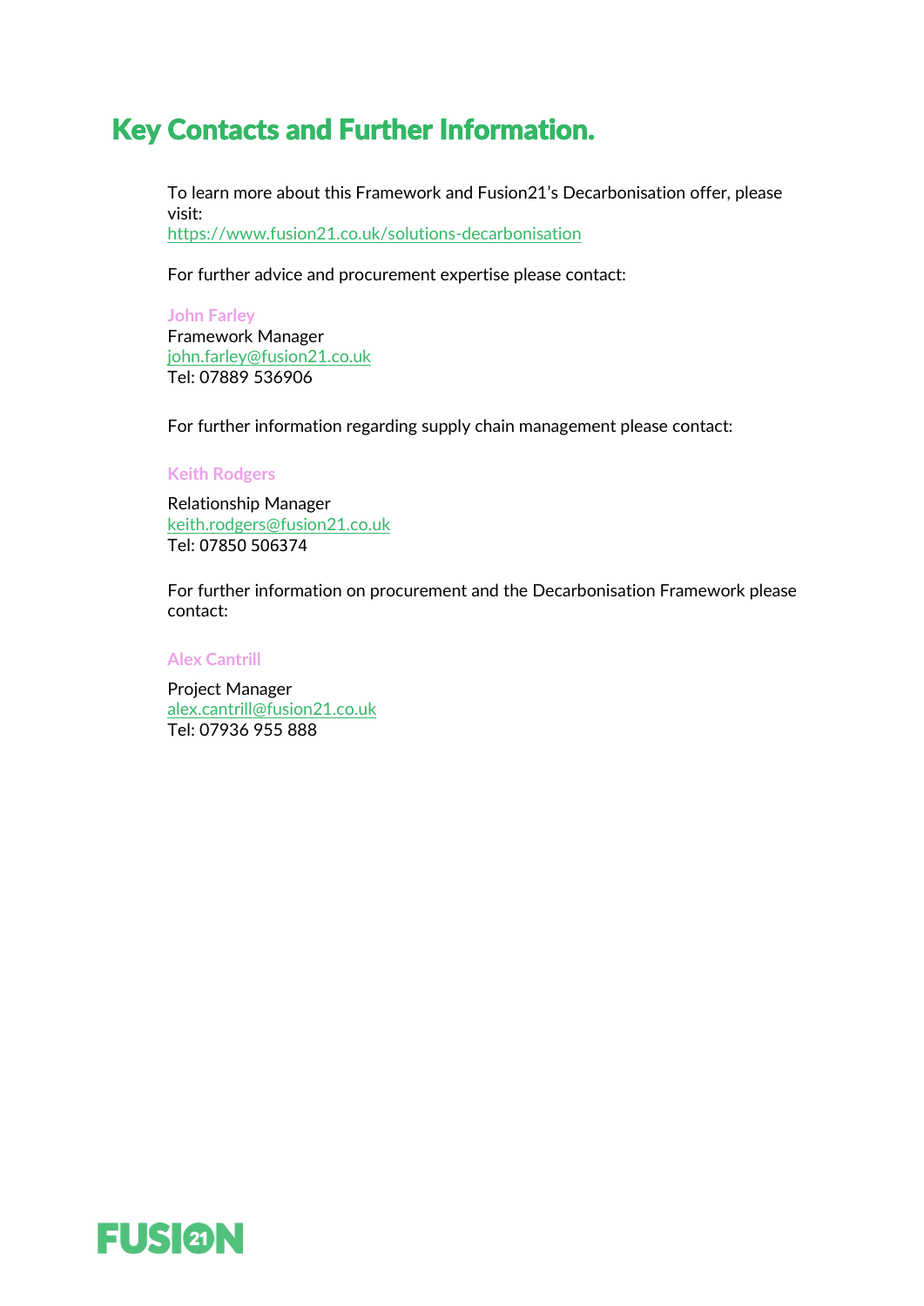# Key Contacts and Further Information.

To learn more about this Framework and Fusion21's Decarbonisation offer, please visit:
https://www.fusion21.co.uk/solutions-decarbonisation

For further advice and procurement expertise please contact:

**John Farley**
Framework Manager
john.farley@fusion21.co.uk
Tel: 07889 536906

For further information regarding supply chain management please contact:

**Keith Rodgers**

Relationship Manager
keith.rodgers@fusion21.co.uk
Tel: 07850 506374

For further information on procurement and the Decarbonisation Framework please contact:

**Alex Cantrill**

Project Manager
alex.cantrill@fusion21.co.uk
Tel: 07936 955 888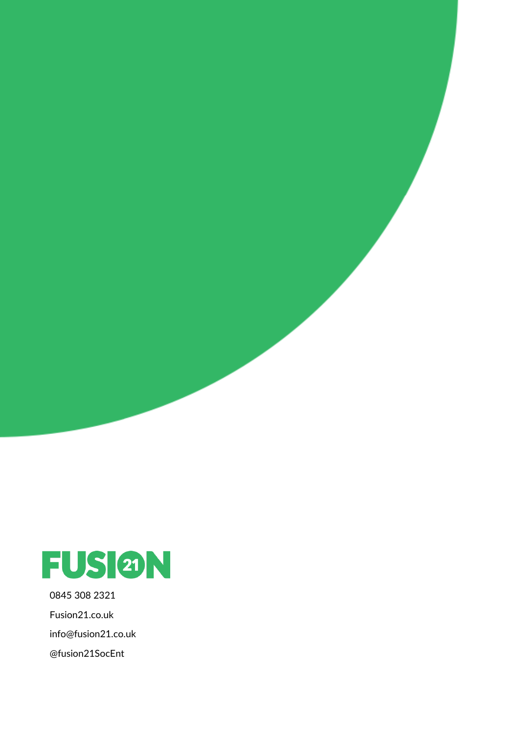FUSION21

0845 308 2321

Fusion21.co.uk

info@fusion21.co.uk

@fusion21SocEnt